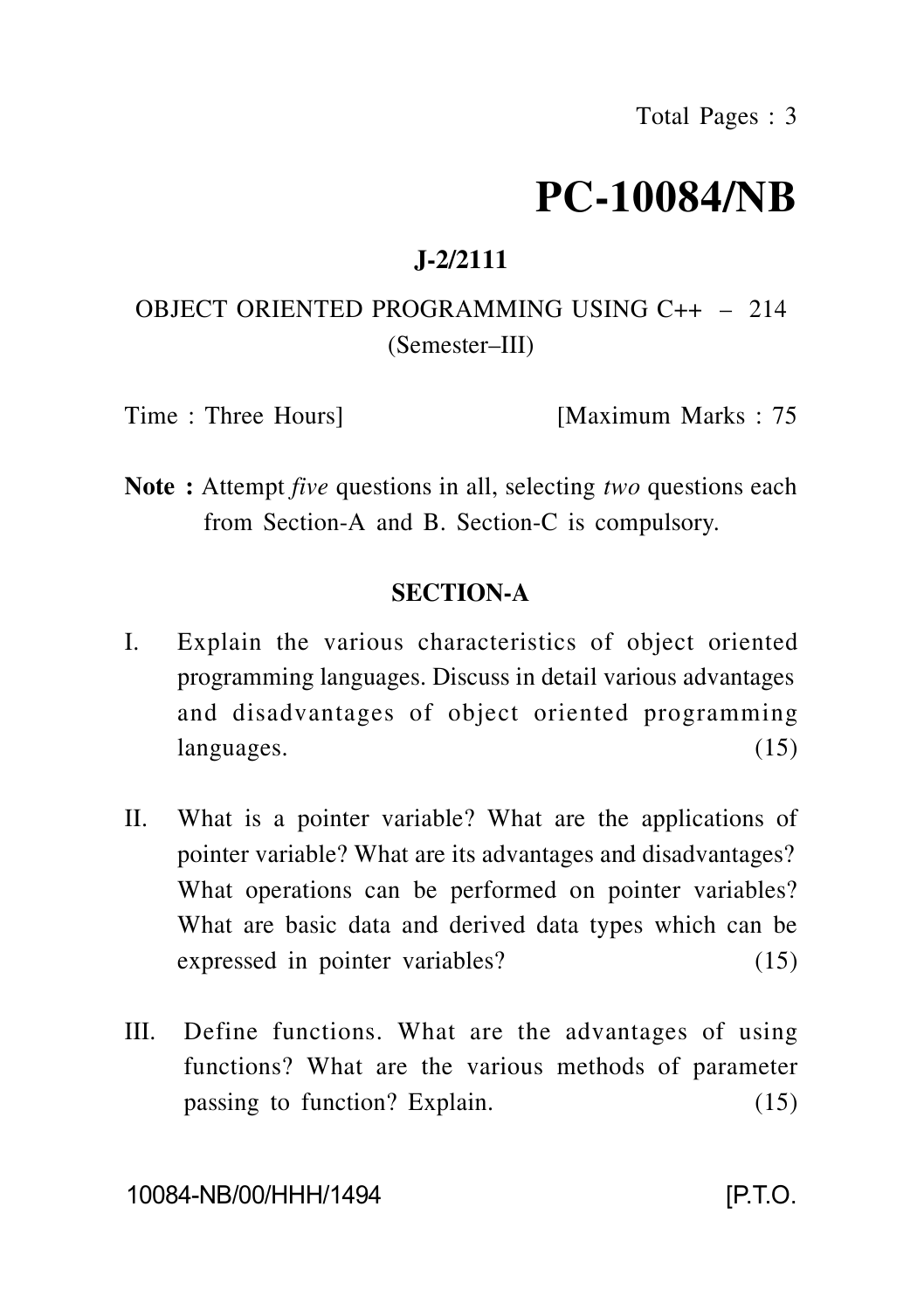# PC-10084/NB

**J-2/2111**

OBJECT ORIENTED PROGRAMMING USING C++ – 214
(Semester–III)

Time : Three Hours] [Maximum Marks : 75

**Note :** Attempt *five* questions in all, selecting *two* questions each from Section-A and B. Section-C is compulsory.

## SECTION-A

I. Explain the various characteristics of object oriented programming languages. Discuss in detail various advantages and disadvantages of object oriented programming languages. (15)

II. What is a pointer variable? What are the applications of pointer variable? What are its advantages and disadvantages? What operations can be performed on pointer variables? What are basic data and derived data types which can be expressed in pointer variables? (15)

III. Define functions. What are the advantages of using functions? What are the various methods of parameter passing to function? Explain. (15)

10084-NB/00/HHH/1494 [P.T.O.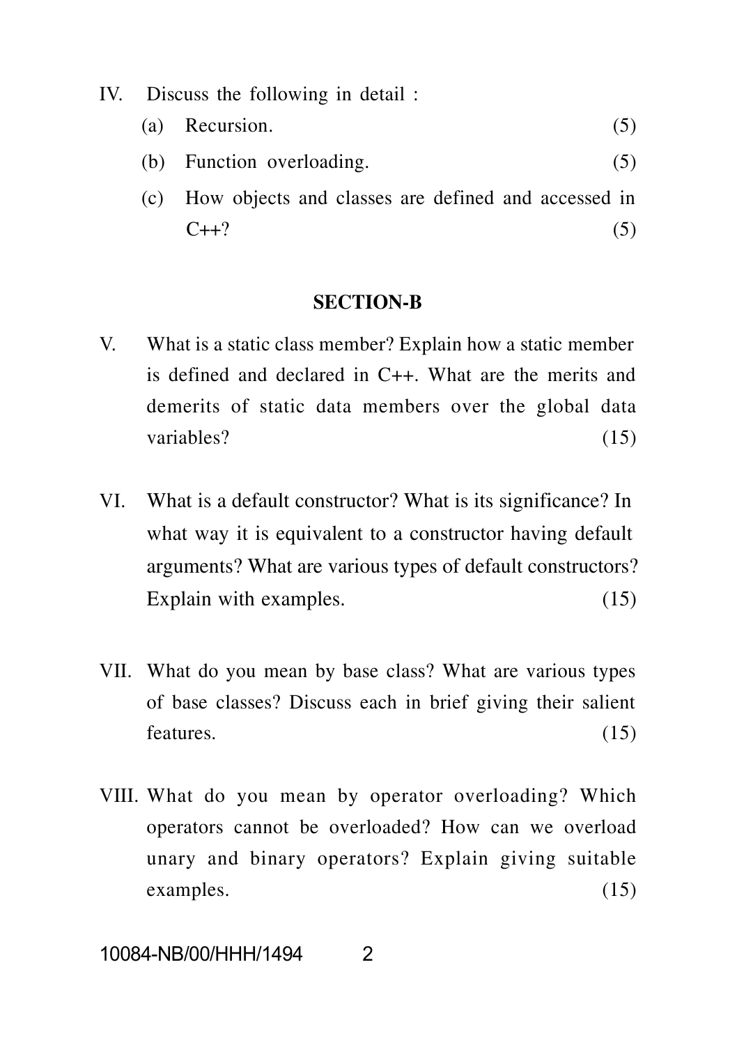IV. Discuss the following in detail :

(a) Recursion. (5)

(b) Function overloading. (5)

(c) How objects and classes are defined and accessed in C++? (5)

## SECTION-B

V. What is a static class member? Explain how a static member is defined and declared in C++. What are the merits and demerits of static data members over the global data variables? (15)

VI. What is a default constructor? What is its significance? In what way it is equivalent to a constructor having default arguments? What are various types of default constructors? Explain with examples. (15)

VII. What do you mean by base class? What are various types of base classes? Discuss each in brief giving their salient features. (15)

VIII. What do you mean by operator overloading? Which operators cannot be overloaded? How can we overload unary and binary operators? Explain giving suitable examples. (15)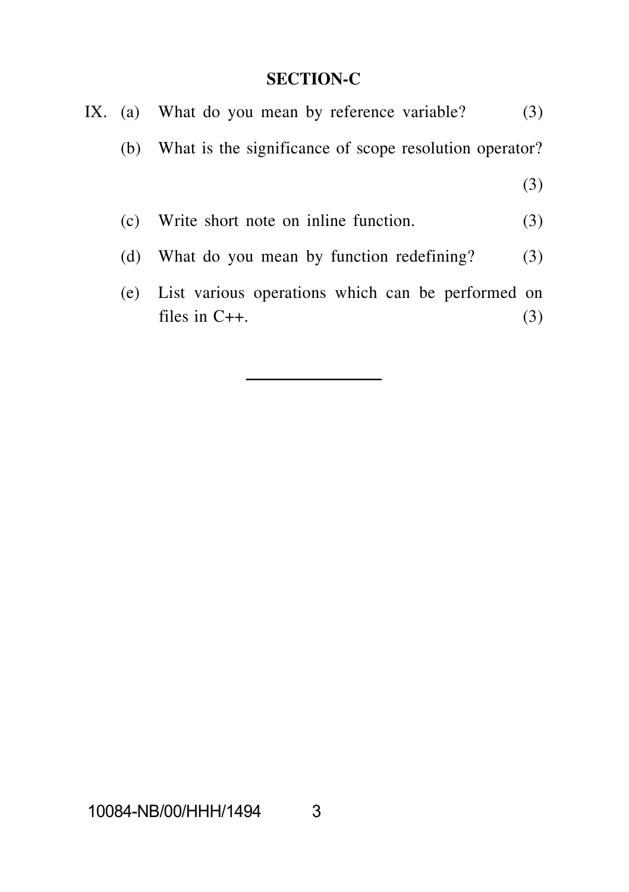## SECTION-C

IX. (a) What do you mean by reference variable? (3)

(b) What is the significance of scope resolution operator? (3)

(c) Write short note on inline function. (3)

(d) What do you mean by function redefining? (3)

(e) List various operations which can be performed on files in C++. (3)